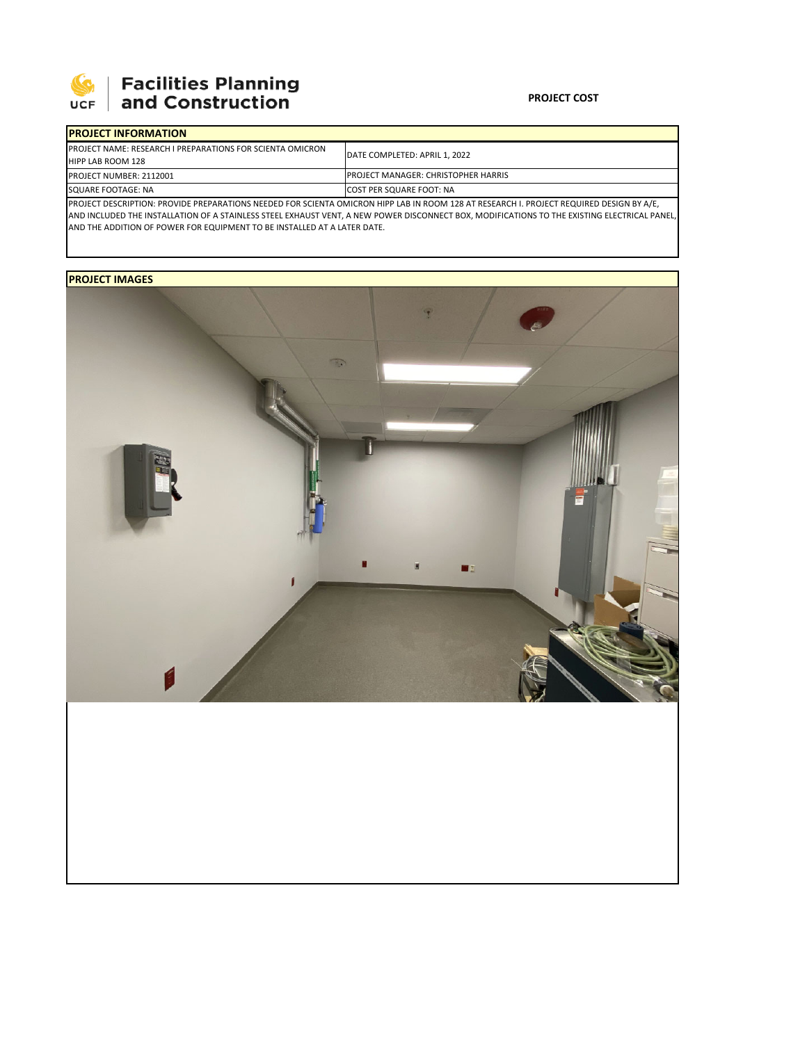**Facilities Planning and Construction**

**PROJECT COST**

| **PROJECT INFORMATION** | |
|---|---|
| PROJECT NAME: RESEARCH I PREPARATIONS FOR SCIENTA OMICRON HIPP LAB ROOM 128 | DATE COMPLETED: APRIL 1, 2022 |
| PROJECT NUMBER: 2112001 | PROJECT MANAGER: CHRISTOPHER HARRIS |
| SQUARE FOOTAGE: NA | COST PER SQUARE FOOT: NA |

PROJECT DESCRIPTION: PROVIDE PREPARATIONS NEEDED FOR SCIENTA OMICRON HIPP LAB IN ROOM 128 AT RESEARCH I. PROJECT REQUIRED DESIGN BY A/E, AND INCLUDED THE INSTALLATION OF A STAINLESS STEEL EXHAUST VENT, A NEW POWER DISCONNECT BOX, MODIFICATIONS TO THE EXISTING ELECTRICAL PANEL, AND THE ADDITION OF POWER FOR EQUIPMENT TO BE INSTALLED AT A LATER DATE.

**PROJECT IMAGES**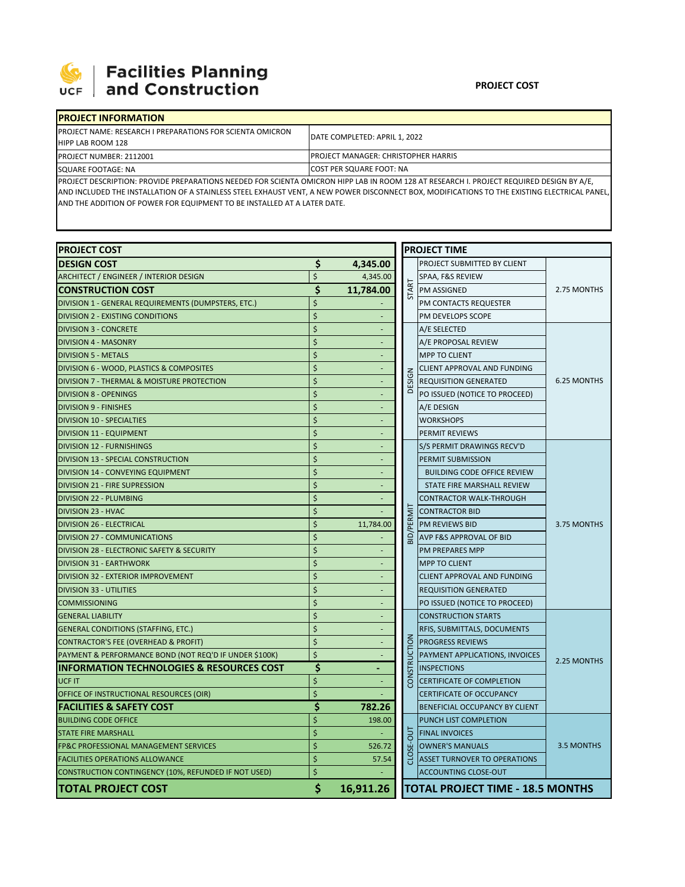**Facilities Planning and Construction**

**PROJECT COST**

| PROJECT INFORMATION | |
|---|---|
| PROJECT NAME: RESEARCH I PREPARATIONS FOR SCIENTA OMICRON HIPP LAB ROOM 128 | DATE COMPLETED: APRIL 1, 2022 |
| PROJECT NUMBER: 2112001 | PROJECT MANAGER: CHRISTOPHER HARRIS |
| SQUARE FOOTAGE: NA | COST PER SQUARE FOOT: NA |

PROJECT DESCRIPTION: PROVIDE PREPARATIONS NEEDED FOR SCIENTA OMICRON HIPP LAB IN ROOM 128 AT RESEARCH I. PROJECT REQUIRED DESIGN BY A/E, AND INCLUDED THE INSTALLATION OF A STAINLESS STEEL EXHAUST VENT, A NEW POWER DISCONNECT BOX, MODIFICATIONS TO THE EXISTING ELECTRICAL PANEL, AND THE ADDITION OF POWER FOR EQUIPMENT TO BE INSTALLED AT A LATER DATE.

| PROJECT COST | | |
|---|---|---|
| **DESIGN COST** | **$** | **4,345.00** |
| ARCHITECT / ENGINEER / INTERIOR DESIGN | $ | 4,345.00 |
| **CONSTRUCTION COST** | **$** | **11,784.00** |
| DIVISION 1 - GENERAL REQUIREMENTS (DUMPSTERS, ETC.) | $ | - |
| DIVISION 2 - EXISTING CONDITIONS | $ | - |
| DIVISION 3 - CONCRETE | $ | - |
| DIVISION 4 - MASONRY | $ | - |
| DIVISION 5 - METALS | $ | - |
| DIVISION 6 - WOOD, PLASTICS & COMPOSITES | $ | - |
| DIVISION 7 - THERMAL & MOISTURE PROTECTION | $ | - |
| DIVISION 8 - OPENINGS | $ | - |
| DIVISION 9 - FINISHES | $ | - |
| DIVISION 10 - SPECIALTIES | $ | - |
| DIVISION 11 - EQUIPMENT | $ | - |
| DIVISION 12 - FURNISHINGS | $ | - |
| DIVISION 13 - SPECIAL CONSTRUCTION | $ | - |
| DIVISION 14 - CONVEYING EQUIPMENT | $ | - |
| DIVISION 21 - FIRE SUPRESSION | $ | - |
| DIVISION 22 - PLUMBING | $ | - |
| DIVISION 23 - HVAC | $ | - |
| DIVISION 26 - ELECTRICAL | $ | 11,784.00 |
| DIVISION 27 - COMMUNICATIONS | $ | - |
| DIVISION 28 - ELECTRONIC SAFETY & SECURITY | $ | - |
| DIVISION 31 - EARTHWORK | $ | - |
| DIVISION 32 - EXTERIOR IMPROVEMENT | $ | - |
| DIVISION 33 - UTILITIES | $ | - |
| COMMISSIONING | $ | - |
| GENERAL LIABILITY | $ | - |
| GENERAL CONDITIONS (STAFFING, ETC.) | $ | - |
| CONTRACTOR'S FEE (OVERHEAD & PROFIT) | $ | - |
| PAYMENT & PERFORMANCE BOND (NOT REQ'D IF UNDER $100K) | $ | - |
| **INFORMATION TECHNOLOGIES & RESOURCES COST** | **$** | **-** |
| UCF IT | $ | - |
| OFFICE OF INSTRUCTIONAL RESOURCES (OIR) | $ | - |
| **FACILITIES & SAFETY COST** | **$** | **782.26** |
| BUILDING CODE OFFICE | $ | 198.00 |
| STATE FIRE MARSHALL | $ | - |
| FP&C PROFESSIONAL MANAGEMENT SERVICES | $ | 526.72 |
| FACILITIES OPERATIONS ALLOWANCE | $ | 57.54 |
| CONSTRUCTION CONTINGENCY (10%, REFUNDED IF NOT USED) | $ | - |
| **TOTAL PROJECT COST** | **$** | **16,911.26** |

| PROJECT TIME | | |
|---|---|---|
| START | PROJECT SUBMITTED BY CLIENT | 2.75 MONTHS |
| | SPAA, F&S REVIEW | |
| | PM ASSIGNED | |
| | PM CONTACTS REQUESTER | |
| | PM DEVELOPS SCOPE | |
| DESIGN | A/E SELECTED | 6.25 MONTHS |
| | A/E PROPOSAL REVIEW | |
| | MPP TO CLIENT | |
| | CLIENT APPROVAL AND FUNDING | |
| | REQUISITION GENERATED | |
| | PO ISSUED (NOTICE TO PROCEED) | |
| | A/E DESIGN | |
| | WORKSHOPS | |
| | PERMIT REVIEWS | |
| BID/PERMIT | S/S PERMIT DRAWINGS RECV'D | 3.75 MONTHS |
| | PERMIT SUBMISSION | |
| | BUILDING CODE OFFICE REVIEW | |
| | STATE FIRE MARSHALL REVIEW | |
| | CONTRACTOR WALK-THROUGH | |
| | CONTRACTOR BID | |
| | PM REVIEWS BID | |
| | AVP F&S APPROVAL OF BID | |
| | PM PREPARES MPP | |
| | MPP TO CLIENT | |
| | CLIENT APPROVAL AND FUNDING | |
| | REQUISITION GENERATED | |
| | PO ISSUED (NOTICE TO PROCEED) | |
| CONSTRUCTION | CONSTRUCTION STARTS | 2.25 MONTHS |
| | RFIS, SUBMITTALS, DOCUMENTS | |
| | PROGRESS REVIEWS | |
| | PAYMENT APPLICATIONS, INVOICES | |
| | INSPECTIONS | |
| | CERTIFICATE OF COMPLETION | |
| | CERTIFICATE OF OCCUPANCY | |
| | BENEFICIAL OCCUPANCY BY CLIENT | |
| CLOSE-OUT | PUNCH LIST COMPLETION | 3.5 MONTHS |
| | FINAL INVOICES | |
| | OWNER'S MANUALS | |
| | ASSET TURNOVER TO OPERATIONS | |
| | ACCOUNTING CLOSE-OUT | |
| **TOTAL PROJECT TIME - 18.5 MONTHS** | | |